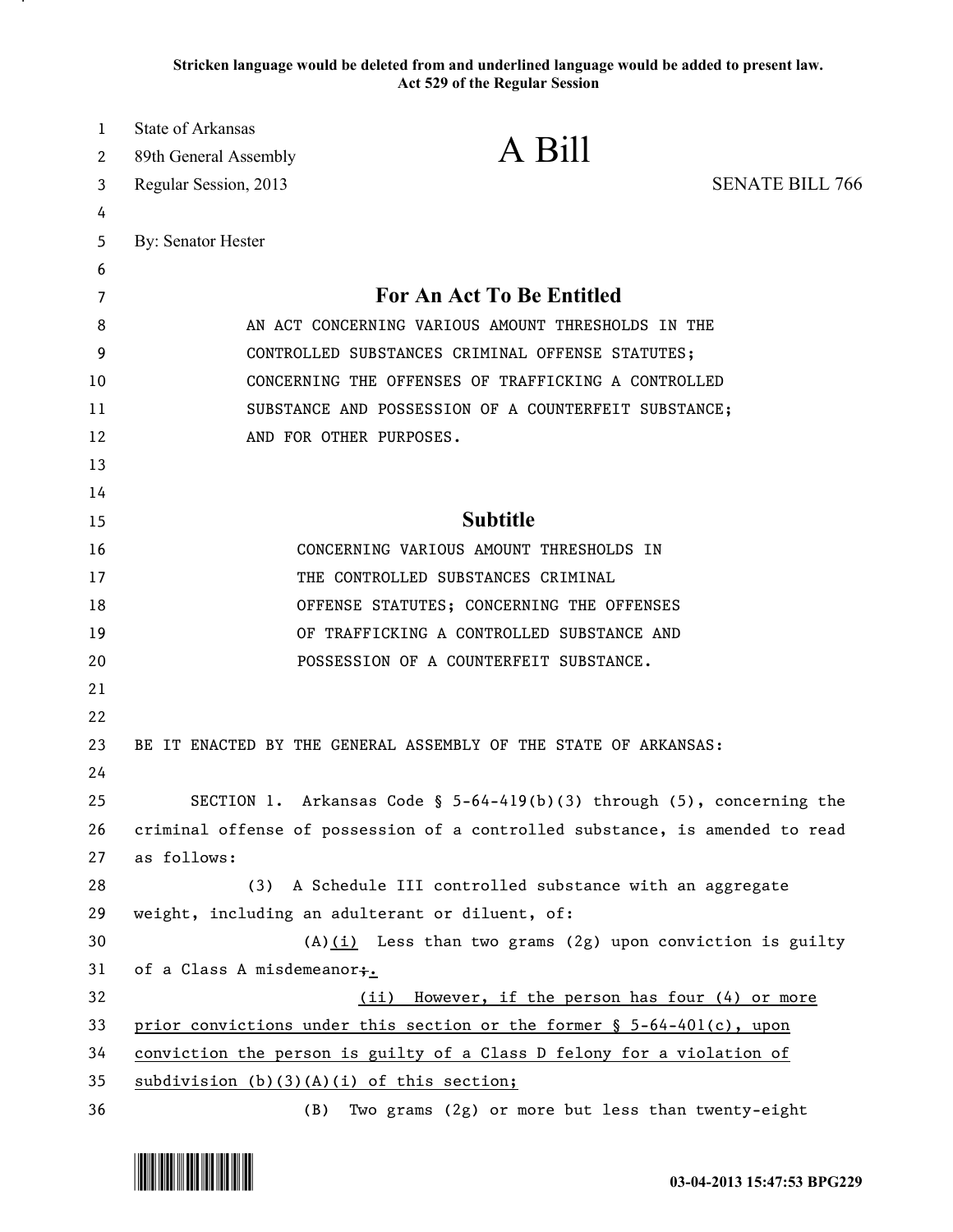**Stricken language would be deleted from and underlined language would be added to present law.**
**Act 529 of the Regular Session**

State of Arkansas
89th General Assembly
Regular Session, 2013

# A Bill

SENATE BILL 766

By: Senator Hester

## For An Act To Be Entitled

AN ACT CONCERNING VARIOUS AMOUNT THRESHOLDS IN THE CONTROLLED SUBSTANCES CRIMINAL OFFENSE STATUTES; CONCERNING THE OFFENSES OF TRAFFICKING A CONTROLLED SUBSTANCE AND POSSESSION OF A COUNTERFEIT SUBSTANCE; AND FOR OTHER PURPOSES.

## Subtitle

CONCERNING VARIOUS AMOUNT THRESHOLDS IN THE CONTROLLED SUBSTANCES CRIMINAL OFFENSE STATUTES; CONCERNING THE OFFENSES OF TRAFFICKING A CONTROLLED SUBSTANCE AND POSSESSION OF A COUNTERFEIT SUBSTANCE.

BE IT ENACTED BY THE GENERAL ASSEMBLY OF THE STATE OF ARKANSAS:

SECTION 1. Arkansas Code § 5-64-419(b)(3) through (5), concerning the criminal offense of possession of a controlled substance, is amended to read as follows:

(3) A Schedule III controlled substance with an aggregate weight, including an adulterant or diluent, of:

(A)<u>(i)</u> Less than two grams (2g) upon conviction is guilty of a Class A misdemeanor~~;~~<u>.</u>

<u>(ii) However, if the person has four (4) or more prior convictions under this section or the former § 5-64-401(c), upon conviction the person is guilty of a Class D felony for a violation of subdivision (b)(3)(A)(i) of this section;</u>

(B) Two grams (2g) or more but less than twenty-eight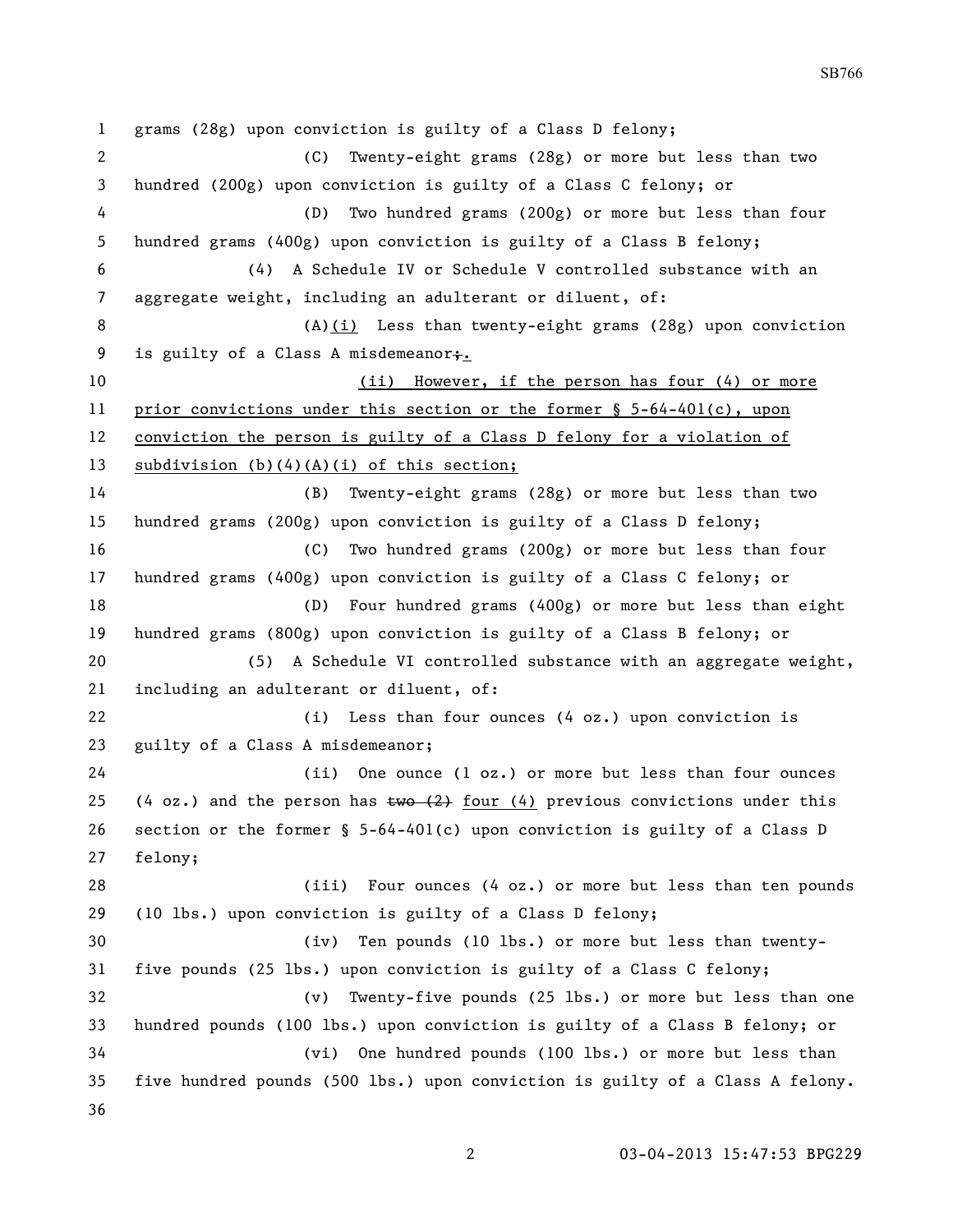grams (28g) upon conviction is guilty of a Class D felony;

(C) Twenty-eight grams (28g) or more but less than two hundred (200g) upon conviction is guilty of a Class C felony; or

(D) Two hundred grams (200g) or more but less than four hundred grams (400g) upon conviction is guilty of a Class B felony;

(4) A Schedule IV or Schedule V controlled substance with an aggregate weight, including an adulterant or diluent, of:

(A)(i) Less than twenty-eight grams (28g) upon conviction is guilty of a Class A misdemeanor~~;~~.

(ii) However, if the person has four (4) or more prior convictions under this section or the former § 5-64-401(c), upon conviction the person is guilty of a Class D felony for a violation of subdivision (b)(4)(A)(i) of this section;

(B) Twenty-eight grams (28g) or more but less than two hundred grams (200g) upon conviction is guilty of a Class D felony;

(C) Two hundred grams (200g) or more but less than four hundred grams (400g) upon conviction is guilty of a Class C felony; or

(D) Four hundred grams (400g) or more but less than eight hundred grams (800g) upon conviction is guilty of a Class B felony; or

(5) A Schedule VI controlled substance with an aggregate weight, including an adulterant or diluent, of:

(i) Less than four ounces (4 oz.) upon conviction is guilty of a Class A misdemeanor;

(ii) One ounce (1 oz.) or more but less than four ounces (4 oz.) and the person has ~~two (2)~~ four (4) previous convictions under this section or the former § 5-64-401(c) upon conviction is guilty of a Class D felony;

(iii) Four ounces (4 oz.) or more but less than ten pounds (10 lbs.) upon conviction is guilty of a Class D felony;

(iv) Ten pounds (10 lbs.) or more but less than twenty-five pounds (25 lbs.) upon conviction is guilty of a Class C felony;

(v) Twenty-five pounds (25 lbs.) or more but less than one hundred pounds (100 lbs.) upon conviction is guilty of a Class B felony; or

(vi) One hundred pounds (100 lbs.) or more but less than five hundred pounds (500 lbs.) upon conviction is guilty of a Class A felony.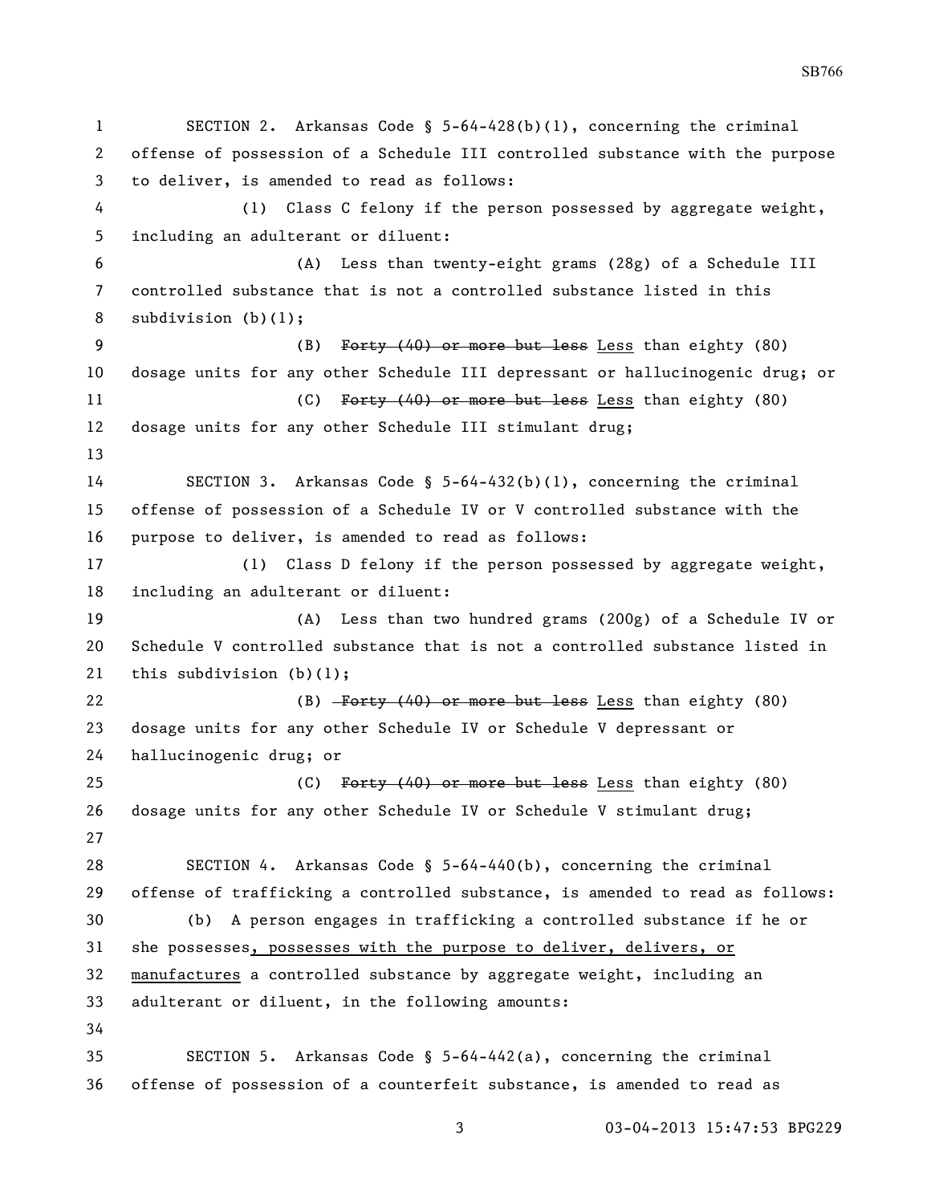SECTION 2. Arkansas Code § 5-64-428(b)(1), concerning the criminal offense of possession of a Schedule III controlled substance with the purpose to deliver, is amended to read as follows:

(1) Class C felony if the person possessed by aggregate weight, including an adulterant or diluent:

(A) Less than twenty-eight grams (28g) of a Schedule III controlled substance that is not a controlled substance listed in this subdivision (b)(1);

(B) ~~Forty (40) or more but less~~ <u>Less</u> than eighty (80) dosage units for any other Schedule III depressant or hallucinogenic drug; or

(C) ~~Forty (40) or more but less~~ <u>Less</u> than eighty (80) dosage units for any other Schedule III stimulant drug;

SECTION 3. Arkansas Code § 5-64-432(b)(1), concerning the criminal offense of possession of a Schedule IV or V controlled substance with the purpose to deliver, is amended to read as follows:

(1) Class D felony if the person possessed by aggregate weight, including an adulterant or diluent:

(A) Less than two hundred grams (200g) of a Schedule IV or Schedule V controlled substance that is not a controlled substance listed in this subdivision (b)(1);

(B) ~~Forty (40) or more but less~~ <u>Less</u> than eighty (80) dosage units for any other Schedule IV or Schedule V depressant or hallucinogenic drug; or

(C) ~~Forty (40) or more but less~~ <u>Less</u> than eighty (80) dosage units for any Schedule IV or Schedule V stimulant drug;

SECTION 4. Arkansas Code § 5-64-440(b), concerning the criminal offense of trafficking a controlled substance, is amended to read as follows:

(b) A person engages in trafficking a controlled substance if he or she possesses<u>, possesses with the purpose to deliver, delivers, or manufactures</u> a controlled substance by aggregate weight, including an adulterant or diluent, in the following amounts:

SECTION 5. Arkansas Code § 5-64-442(a), concerning the criminal offense of possession of a counterfeit substance, is amended to read as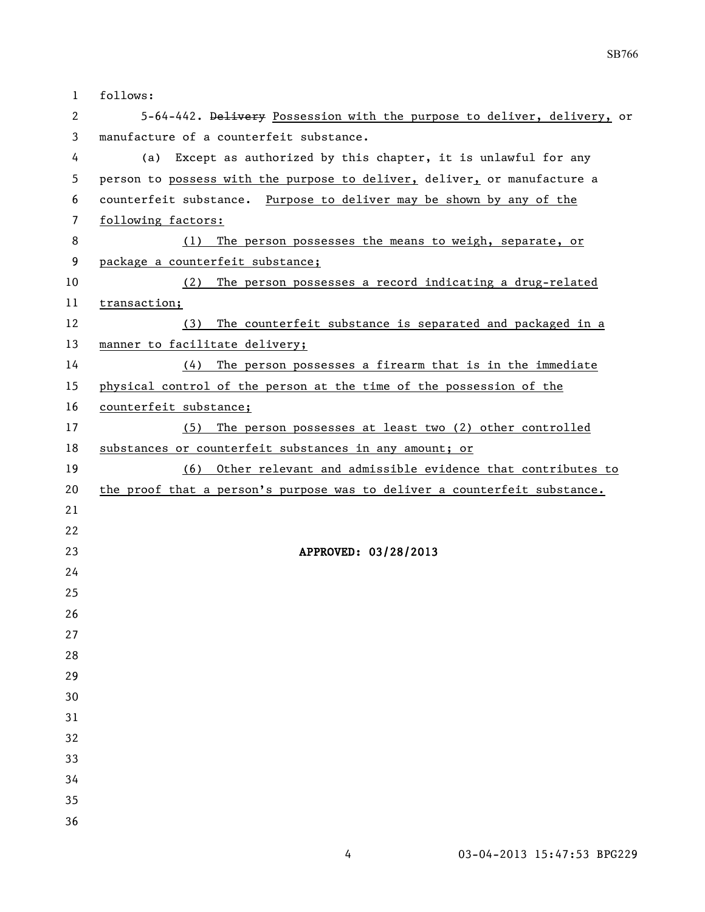follows:

5-64-442. ~~Delivery~~ Possession with the purpose to deliver, delivery, or manufacture of a counterfeit substance.

(a) Except as authorized by this chapter, it is unlawful for any person to possess with the purpose to deliver, deliver, or manufacture a counterfeit substance. Purpose to deliver may be shown by any of the following factors:

(1) The person possesses the means to weigh, separate, or package a counterfeit substance;

(2) The person possesses a record indicating a drug-related transaction;

(3) The counterfeit substance is separated and packaged in a manner to facilitate delivery;

(4) The person possesses a firearm that is in the immediate physical control of the person at the time of the possession of the counterfeit substance;

(5) The person possesses at least two (2) other controlled substances or counterfeit substances in any amount; or

(6) Other relevant and admissible evidence that contributes to the proof that a person's purpose was to deliver a counterfeit substance.

**APPROVED: 03/28/2013**